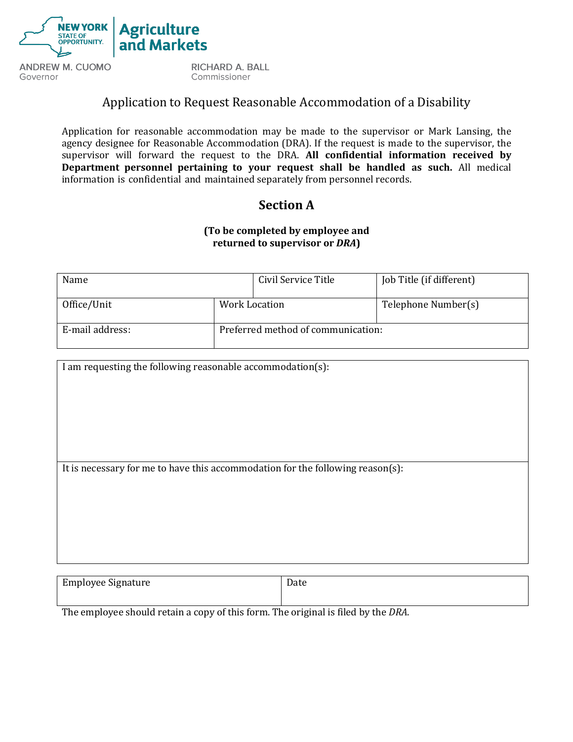NEW YORK STATE OF OPPORTUNITY. | Agriculture and Markets

ANDREW M. CUOMO
Governor

RICHARD A. BALL
Commissioner

# Application to Request Reasonable Accommodation of a Disability

Application for reasonable accommodation may be made to the supervisor or Mark Lansing, the agency designee for Reasonable Accommodation (DRA). If the request is made to the supervisor, the supervisor will forward the request to the DRA. **All confidential information received by Department personnel pertaining to your request shall be handled as such.** All medical information is confidential and maintained separately from personnel records.

## Section A

**(To be completed by employee and returned to supervisor or *DRA*)**

| Name | | Civil Service Title | Job Title (if different) |
|---|---|---|---|
| Office/Unit | Work Location | | Telephone Number(s) |
| E-mail address: | Preferred method of communication: | | |

| I am requesting the following reasonable accommodation(s): |
|---|
| It is necessary for me to have this accommodation for the following reason(s): |

| Employee Signature | Date |
|---|---|

The employee should retain a copy of this form. The original is filed by the *DRA*.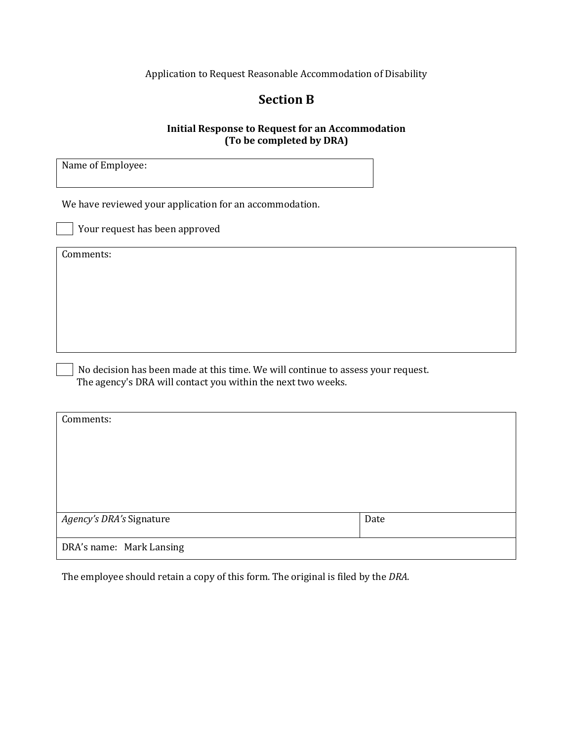Application to Request Reasonable Accommodation of Disability

## Section B

### Initial Response to Request for an Accommodation
### (To be completed by DRA)

| Name of Employee: |
|---|
| |

We have reviewed your application for an accommodation.

☐ Your request has been approved

| Comments: |
|---|
| |

☐ No decision has been made at this time. We will continue to assess your request. The agency's DRA will contact you within the next two weeks.

| Comments: | |
|---|---|
| | |
| *Agency's DRA's* Signature | Date |
| DRA's name: Mark Lansing | |

The employee should retain a copy of this form. The original is filed by the *DRA*.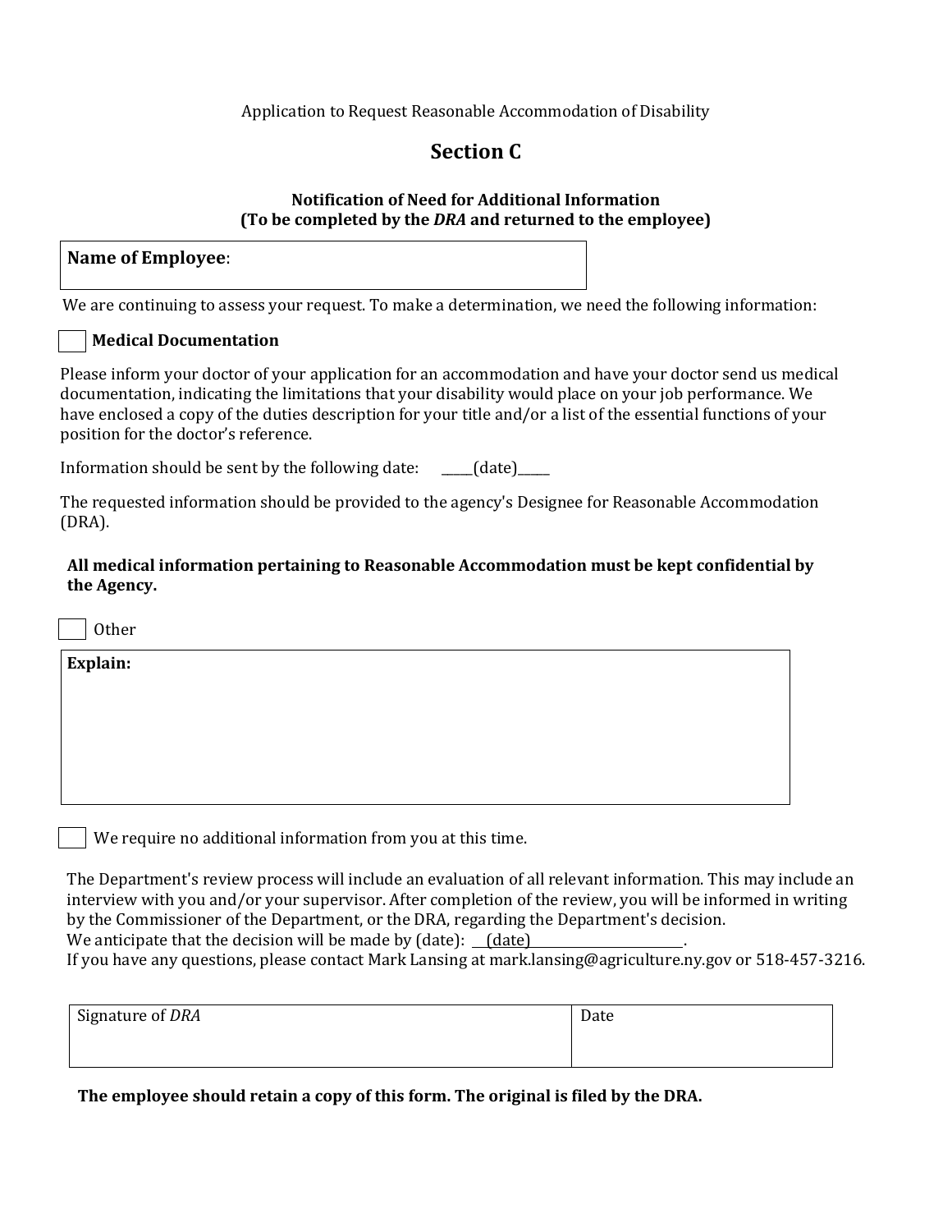Application to Request Reasonable Accommodation of Disability

# Section C

**Notification of Need for Additional Information**
**(To be completed by the *DRA* and returned to the employee)**

| **Name of Employee**: |
|---|

We are continuing to assess your request. To make a determination, we need the following information:

☐ **Medical Documentation**

Please inform your doctor of your application for an accommodation and have your doctor send us medical documentation, indicating the limitations that your disability would place on your job performance. We have enclosed a copy of the duties description for your title and/or a list of the essential functions of your position for the doctor's reference.

Information should be sent by the following date: _____(date)_____

The requested information should be provided to the agency's Designee for Reasonable Accommodation (DRA).

**All medical information pertaining to Reasonable Accommodation must be kept confidential by the Agency.**

☐ Other

| **Explain:** |
|---|

☐ We require no additional information from you at this time.

The Department's review process will include an evaluation of all relevant information. This may include an interview with you and/or your supervisor. After completion of the review, you will be informed in writing by the Commissioner of the Department, or the DRA, regarding the Department's decision.
We anticipate that the decision will be made by (date): ___(date)______________________.
If you have any questions, please contact Mark Lansing at mark.lansing@agriculture.ny.gov or 518-457-3216.

| Signature of *DRA* | Date |
|---|---|
| | |

**The employee should retain a copy of this form. The original is filed by the DRA.**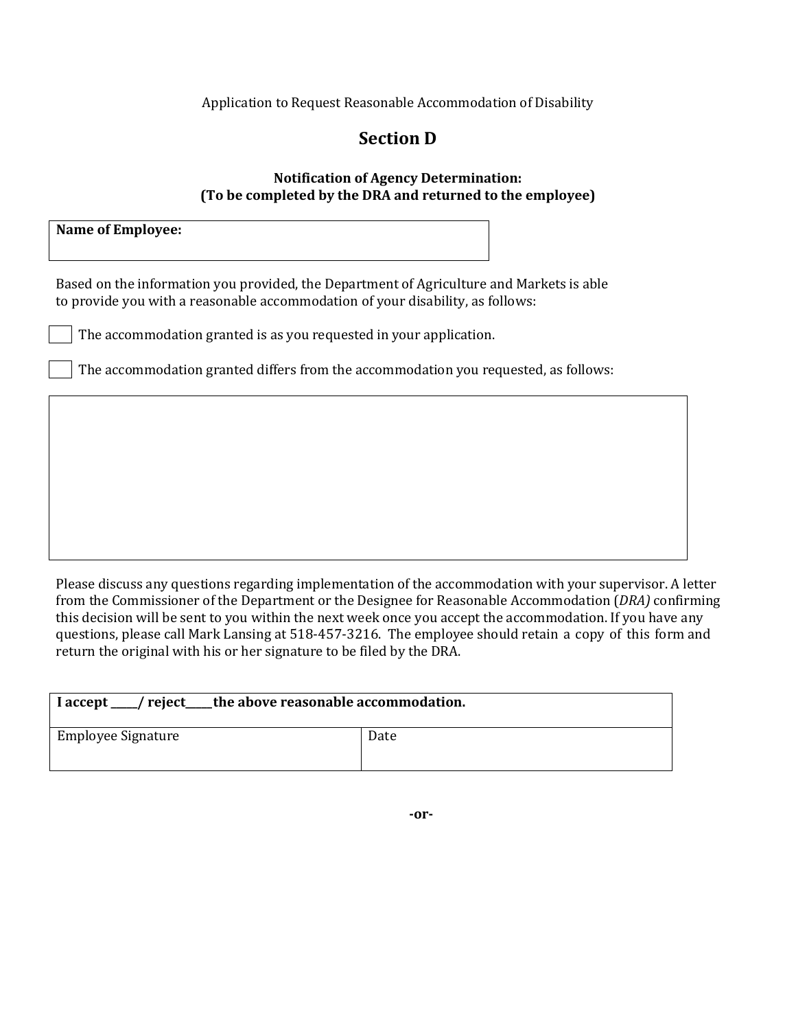Application to Request Reasonable Accommodation of Disability

# Section D

**Notification of Agency Determination:**
**(To be completed by the DRA and returned to the employee)**

| **Name of Employee:** |
|---|
| |

Based on the information you provided, the Department of Agriculture and Markets is able to provide you with a reasonable accommodation of your disability, as follows:

☐ The accommodation granted is as you requested in your application.

☐ The accommodation granted differs from the accommodation you requested, as follows:

| |
|---|
| |

Please discuss any questions regarding implementation of the accommodation with your supervisor. A letter from the Commissioner of the Department or the Designee for Reasonable Accommodation (*DRA)* confirming this decision will be sent to you within the next week once you accept the accommodation. If you have any questions, please call Mark Lansing at 518-457-3216. The employee should retain a copy of this form and return the original with his or her signature to be filed by the DRA.

| **I accept _____/ reject_____the above reasonable accommodation.** | |
|---|---|
| Employee Signature | Date |

**-or-**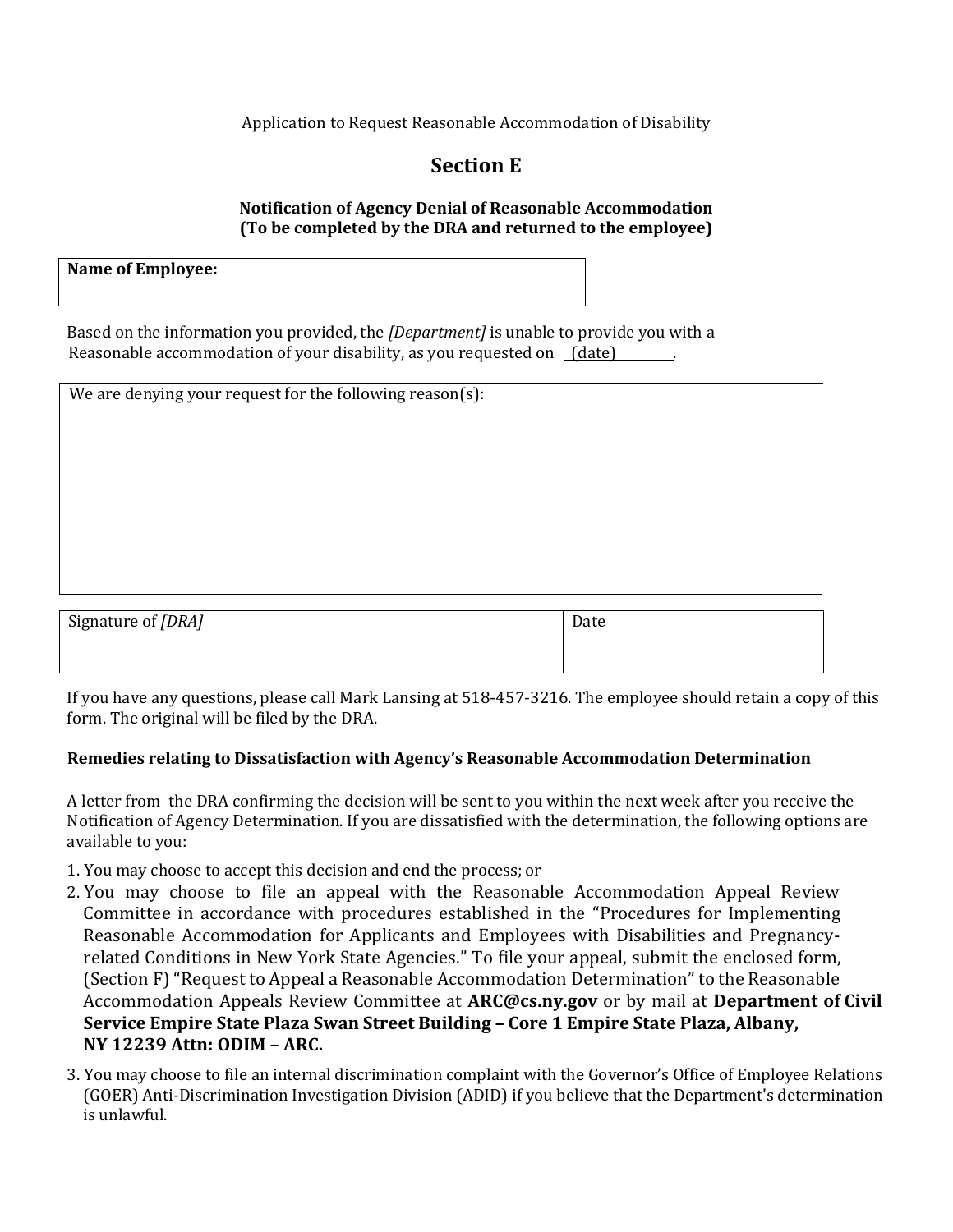Application to Request Reasonable Accommodation of Disability

## Section E

**Notification of Agency Denial of Reasonable Accommodation**
**(To be completed by the DRA and returned to the employee)**

| **Name of Employee:** |
|---|
| |

Based on the information you provided, the *[Department]* is unable to provide you with a Reasonable accommodation of your disability, as you requested on (date) .

| We are denying your request for the following reason(s): |
|---|
| |

| Signature of *[DRA]* | Date |
|---|---|
| | |

If you have any questions, please call Mark Lansing at 518-457-3216. The employee should retain a copy of this form. The original will be filed by the DRA.

**Remedies relating to Dissatisfaction with Agency's Reasonable Accommodation Determination**

A letter from the DRA confirming the decision will be sent to you within the next week after you receive the Notification of Agency Determination. If you are dissatisfied with the determination, the following options are available to you:

1. You may choose to accept this decision and end the process; or
2. You may choose to file an appeal with the Reasonable Accommodation Appeal Review Committee in accordance with procedures established in the "Procedures for Implementing Reasonable Accommodation for Applicants and Employees with Disabilities and Pregnancy-related Conditions in New York State Agencies." To file your appeal, submit the enclosed form, (Section F) "Request to Appeal a Reasonable Accommodation Determination" to the Reasonable Accommodation Appeals Review Committee at **ARC@cs.ny.gov** or by mail at **Department of Civil Service Empire State Plaza Swan Street Building – Core 1 Empire State Plaza, Albany, NY 12239 Attn: ODIM – ARC.**
3. You may choose to file an internal discrimination complaint with the Governor's Office of Employee Relations (GOER) Anti-Discrimination Investigation Division (ADID) if you believe that the Department's determination is unlawful.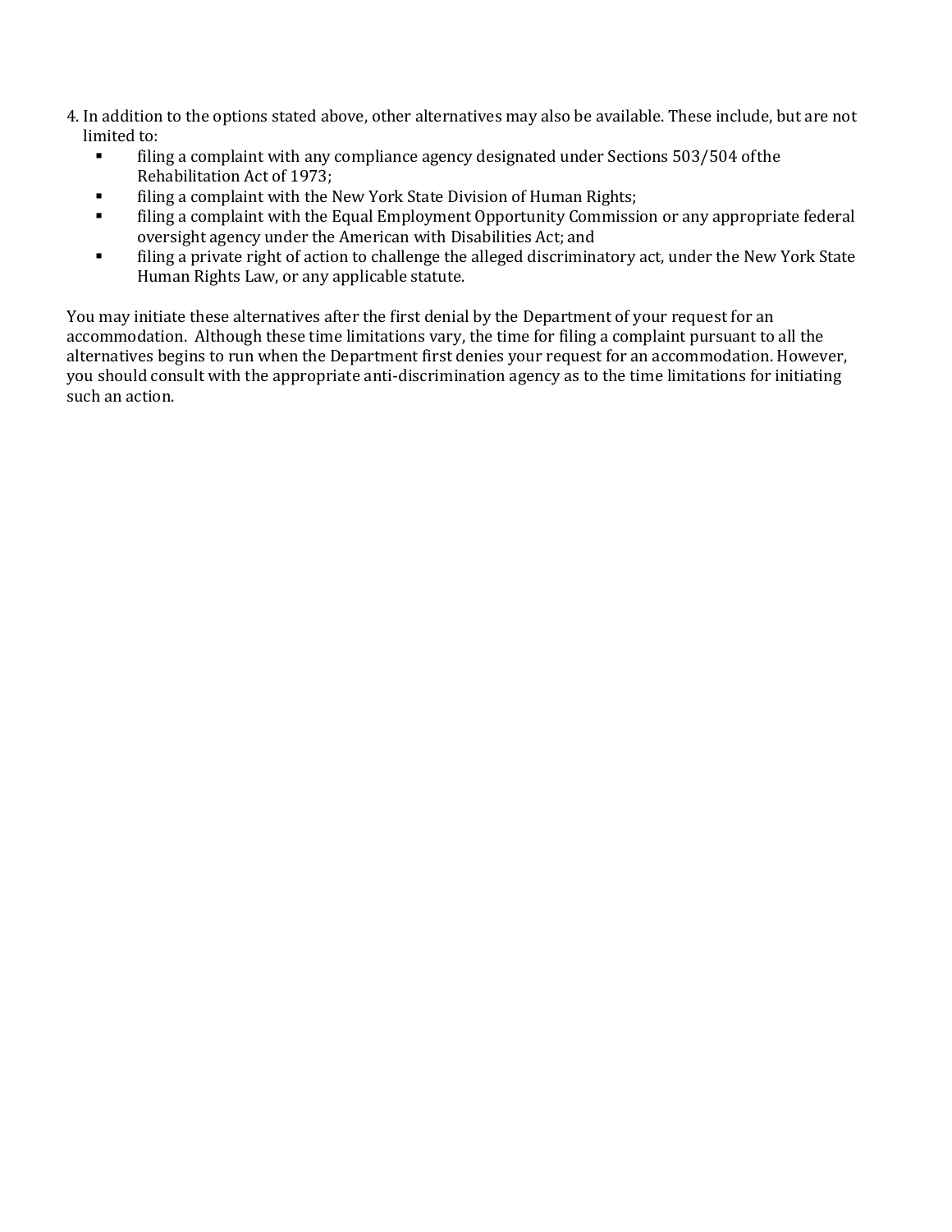4. In addition to the options stated above, other alternatives may also be available. These include, but are not limited to:
   - filing a complaint with any compliance agency designated under Sections 503/504 ofthe Rehabilitation Act of 1973;
   - filing a complaint with the New York State Division of Human Rights;
   - filing a complaint with the Equal Employment Opportunity Commission or any appropriate federal oversight agency under the American with Disabilities Act; and
   - filing a private right of action to challenge the alleged discriminatory act, under the New York State Human Rights Law, or any applicable statute.

You may initiate these alternatives after the first denial by the Department of your request for an accommodation. Although these time limitations vary, the time for filing a complaint pursuant to all the alternatives begins to run when the Department first denies your request for an accommodation. However, you should consult with the appropriate anti-discrimination agency as to the time limitations for initiating such an action.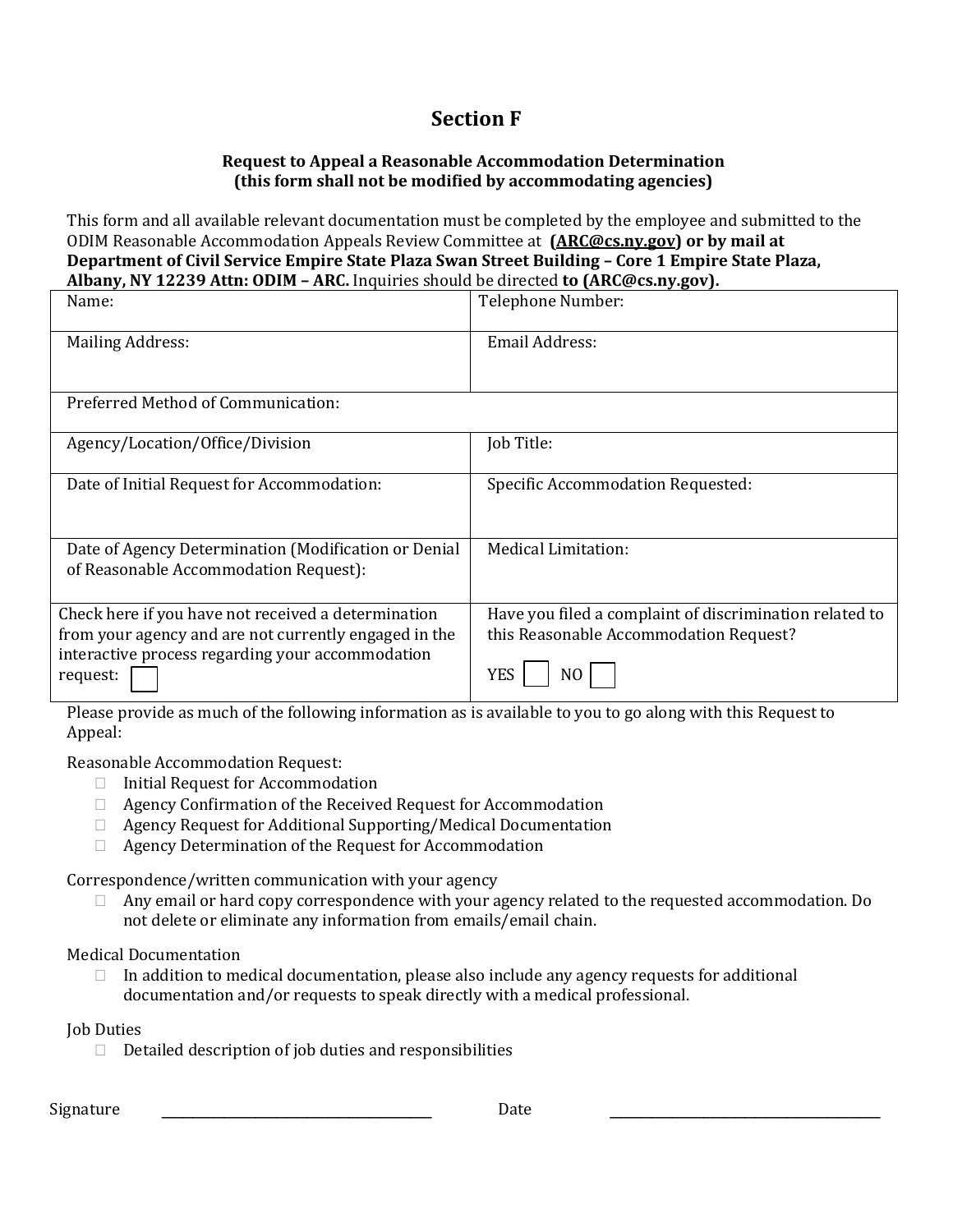## Section F

**Request to Appeal a Reasonable Accommodation Determination**
**(this form shall not be modified by accommodating agencies)**

This form and all available relevant documentation must be completed by the employee and submitted to the ODIM Reasonable Accommodation Appeals Review Committee at **(ARC@cs.ny.gov) or by mail at Department of Civil Service Empire State Plaza Swan Street Building – Core 1 Empire State Plaza, Albany, NY 12239 Attn: ODIM – ARC.** Inquiries should be directed **to (ARC@cs.ny.gov).**

| | |
|---|---|
| Name: | Telephone Number: |
| Mailing Address: | Email Address: |
| Preferred Method of Communication: | |
| Agency/Location/Office/Division | Job Title: |
| Date of Initial Request for Accommodation: | Specific Accommodation Requested: |
| Date of Agency Determination (Modification or Denial of Reasonable Accommodation Request): | Medical Limitation: |
| Check here if you have not received a determination from your agency and are not currently engaged in the interactive process regarding your accommodation request: ☐ | Have you filed a complaint of discrimination related to this Reasonable Accommodation Request? YES ☐ NO ☐ |

Please provide as much of the following information as is available to you to go along with this Request to Appeal:

Reasonable Accommodation Request:

- ☐ Initial Request for Accommodation
- ☐ Agency Confirmation of the Received Request for Accommodation
- ☐ Agency Request for Additional Supporting/Medical Documentation
- ☐ Agency Determination of the Request for Accommodation

Correspondence/written communication with your agency

- ☐ Any email or hard copy correspondence with your agency related to the requested accommodation. Do not delete or eliminate any information from emails/email chain.

Medical Documentation

- ☐ In addition to medical documentation, please also include any agency requests for additional documentation and/or requests to speak directly with a medical professional.

Job Duties

- ☐ Detailed description of job duties and responsibilities

Signature \_\_\_\_\_\_\_\_\_\_\_\_\_\_\_\_\_\_\_\_\_\_\_\_\_\_\_\_ Date \_\_\_\_\_\_\_\_\_\_\_\_\_\_\_\_\_\_\_\_\_\_\_\_\_\_\_\_